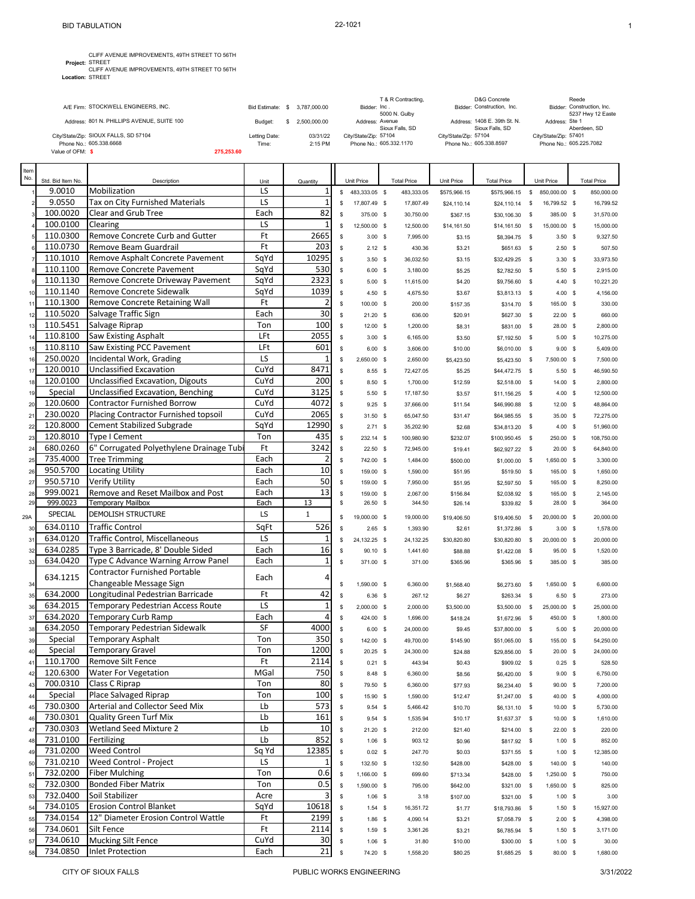BID TABULATION

22-1021

**Project:** CLIFF AVENUE IMPROVEMENTS, 49TH STREET TO 56TH STREET

**Location:** CLIFF AVENUE IMPROVEMENTS, 49TH STREET TO 56TH STREET

| | | | | | | |
|---|---|---|---|---|---|---|
| A/E Firm: STOCKWELL ENGINEERS, INC. | Bid Estimate: $ 3,787,000.00 | | Bidder: T & R Contracting, Inc. | Bidder: D&G Concrete Construction, Inc. | Bidder: Reede Construction, Inc. |
| Address: 801 N. PHILLIPS AVENUE, SUITE 100 | Budget: $ 2,500,000.00 | | Address: 5000 N. Gulby Avenue | Address: 1408 E. 39th St. N. | Address: 5237 Hwy 12 Easte Ste 1 |
| City/State/Zip: SIOUX FALLS, SD 57104 | Letting Date: 03/31/22 | | City/State/Zip: Sioux Falls, SD 57104 | City/State/Zip: Sioux Falls, SD 57104 | City/State/Zip: Aberdeen, SD 57401 |
| Phone No.: 605.338.6668 | Time: 2:15 PM | | Phone No.: 605.332.1170 | Phone No.: 605.338.8597 | Phone No.: 605.225.7082 |
| Value of OFM: $ 275,253.60 | | | | | |

| Item No. | Std. Bid Item No. | Description | Unit | Quantity | T & R Unit Price | T & R Total Price | D&G Unit Price | D&G Total Price | Reede Unit Price | Reede Total Price |
|---|---|---|---|---|---|---|---|---|---|---|
| 1 | 9.0010 | Mobilization | LS | 1 | $ 483,333.05 | $ 483,333.05 | $575,966.15 | $575,966.15 | $ 850,000.00 | $ 850,000.00 |
| 2 | 9.0550 | Tax on City Furnished Materials | LS | 1 | $ 17,807.49 | $ 17,807.49 | $24,110.14 | $24,110.14 | $ 16,799.52 | $ 16,799.52 |
| 3 | 100.0020 | Clear and Grub Tree | Each | 82 | $ 375.00 | $ 30,750.00 | $367.15 | $30,106.30 | $ 385.00 | $ 31,570.00 |
| 4 | 100.0100 | Clearing | LS | 1 | $ 12,500.00 | $ 12,500.00 | $14,161.50 | $14,161.50 | $ 15,000.00 | $ 15,000.00 |
| 5 | 110.0300 | Remove Concrete Curb and Gutter | Ft | 2665 | $ 3.00 | $ 7,995.00 | $3.15 | $8,394.75 | $ 3.50 | $ 9,327.50 |
| 6 | 110.0730 | Remove Beam Guardrail | Ft | 203 | $ 2.12 | $ 430.36 | $3.21 | $651.63 | $ 2.50 | $ 507.50 |
| 7 | 110.1010 | Remove Asphalt Concrete Pavement | SqYd | 10295 | $ 3.50 | $ 36,032.50 | $3.15 | $32,429.25 | $ 3.30 | $ 33,973.50 |
| 8 | 110.1100 | Remove Concrete Pavement | SqYd | 530 | $ 6.00 | $ 3,180.00 | $5.25 | $2,782.50 | $ 5.50 | $ 2,915.00 |
| 9 | 110.1130 | Remove Concrete Driveway Pavement | SqYd | 2323 | $ 5.00 | $ 11,615.00 | $4.20 | $9,756.60 | $ 4.40 | $ 10,221.20 |
| 10 | 110.1140 | Remove Concrete Sidewalk | SqYd | 1039 | $ 4.50 | $ 4,675.50 | $3.67 | $3,813.13 | $ 4.00 | $ 4,156.00 |
| 11 | 110.1300 | Remove Concrete Retaining Wall | Ft | 2 | $ 100.00 | $ 200.00 | $157.35 | $314.70 | $ 165.00 | $ 330.00 |
| 12 | 110.5020 | Salvage Traffic Sign | Each | 30 | $ 21.20 | $ 636.00 | $20.91 | $627.30 | $ 22.00 | $ 660.00 |
| 13 | 110.5451 | Salvage Riprap | Ton | 100 | $ 12.00 | $ 1,200.00 | $8.31 | $831.00 | $ 28.00 | $ 2,800.00 |
| 14 | 110.8100 | Saw Existing Asphalt | LFt | 2055 | $ 3.00 | $ 6,165.00 | $3.50 | $7,192.50 | $ 5.00 | $ 10,275.00 |
| 15 | 110.8110 | Saw Existing PCC Pavement | LFt | 601 | $ 6.00 | $ 3,606.00 | $10.00 | $6,010.00 | $ 9.00 | $ 5,409.00 |
| 16 | 250.0020 | Incidental Work, Grading | LS | 1 | $ 2,650.00 | $ 2,650.00 | $5,423.50 | $5,423.50 | $ 7,500.00 | $ 7,500.00 |
| 17 | 120.0010 | Unclassified Excavation | CuYd | 8471 | $ 8.55 | $ 72,427.05 | $5.25 | $44,472.75 | $ 5.50 | $ 46,590.50 |
| 18 | 120.0100 | Unclassified Excavation, Digouts | CuYd | 200 | $ 8.50 | $ 1,700.00 | $12.59 | $2,518.00 | $ 14.00 | $ 2,800.00 |
| 19 | Special | Unclassified Excavation, Benching | CuYd | 3125 | $ 5.50 | $ 17,187.50 | $3.57 | $11,156.25 | $ 4.00 | $ 12,500.00 |
| 20 | 120.0600 | Contractor Furnished Borrow | CuYd | 4072 | $ 9.25 | $ 37,666.00 | $11.54 | $46,990.88 | $ 12.00 | $ 48,864.00 |
| 21 | 230.0020 | Placing Contractor Furnished topsoil | CuYd | 2065 | $ 31.50 | $ 65,047.50 | $31.47 | $64,985.55 | $ 35.00 | $ 72,275.00 |
| 22 | 120.8000 | Cement Stabilized Subgrade | SqYd | 12990 | $ 2.71 | $ 35,202.90 | $2.68 | $34,813.20 | $ 4.00 | $ 51,960.00 |
| 23 | 120.8010 | Type I Cement | Ton | 435 | $ 232.14 | $ 100,980.90 | $232.07 | $100,950.45 | $ 250.00 | $ 108,750.00 |
| 24 | 680.0260 | 6" Corrugated Polyethylene Drainage Tubi | Ft | 3242 | $ 22.50 | $ 72,945.00 | $19.41 | $62,927.22 | $ 20.00 | $ 64,840.00 |
| 25 | 735.4000 | Tree Trimming | Each | 2 | $ 742.00 | $ 1,484.00 | $500.00 | $1,000.00 | $ 1,650.00 | $ 3,300.00 |
| 26 | 950.5700 | Locating Utility | Each | 10 | $ 159.00 | $ 1,590.00 | $51.95 | $519.50 | $ 165.00 | $ 1,650.00 |
| 27 | 950.5710 | Verify Utility | Each | 50 | $ 159.00 | $ 7,950.00 | $51.95 | $2,597.50 | $ 165.00 | $ 8,250.00 |
| 28 | 999.0021 | Remove and Reset Mailbox and Post | Each | 13 | $ 159.00 | $ 2,067.00 | $156.84 | $2,038.92 | $ 165.00 | $ 2,145.00 |
| 29 | 999.0023 | Temporary Mailbox | Each | 13 | $ 26.50 | $ 344.50 | $26.14 | $339.82 | $ 28.00 | $ 364.00 |
| 29A | SPECIAL | DEMOLISH STRUCTURE | LS | 1 | $ 19,000.00 | $ 19,000.00 | $19,406.50 | $19,406.50 | $ 20,000.00 | $ 20,000.00 |
| 30 | 634.0110 | Traffic Control | SqFt | 526 | $ 2.65 | $ 1,393.90 | $2.61 | $1,372.86 | $ 3.00 | $ 1,578.00 |
| 31 | 634.0120 | Traffic Control, Miscellaneous | LS | 1 | $ 24,132.25 | $ 24,132.25 | $30,820.80 | $30,820.80 | $ 20,000.00 | $ 20,000.00 |
| 32 | 634.0285 | Type 3 Barricade, 8' Double Sided | Each | 16 | $ 90.10 | $ 1,441.60 | $88.88 | $1,422.08 | $ 95.00 | $ 1,520.00 |
| 33 | 634.0420 | Type C Advance Warning Arrow Panel | Each | 1 | $ 371.00 | $ 371.00 | $365.96 | $365.96 | $ 385.00 | $ 385.00 |
| 34 | 634.1215 | Contractor Furnished Portable Changeable Message Sign | Each | 4 | $ 1,590.00 | $ 6,360.00 | $1,568.40 | $6,273.60 | $ 1,650.00 | $ 6,600.00 |
| 35 | 634.2000 | Longitudinal Pedestrian Barricade | Ft | 42 | $ 6.36 | $ 267.12 | $6.27 | $263.34 | $ 6.50 | $ 273.00 |
| 36 | 634.2015 | Temporary Pedestrian Access Route | LS | 1 | $ 2,000.00 | $ 2,000.00 | $3,500.00 | $3,500.00 | $ 25,000.00 | $ 25,000.00 |
| 37 | 634.2020 | Temporary Curb Ramp | Each | 4 | $ 424.00 | $ 1,696.00 | $418.24 | $1,672.96 | $ 450.00 | $ 1,800.00 |
| 38 | 634.2050 | Temporary Pedestrian Sidewalk | SF | 4000 | $ 6.00 | $ 24,000.00 | $9.45 | $37,800.00 | $ 5.00 | $ 20,000.00 |
| 39 | Special | Temporary Asphalt | Ton | 350 | $ 142.00 | $ 49,700.00 | $145.90 | $51,065.00 | $ 155.00 | $ 54,250.00 |
| 40 | Special | Temporary Gravel | Ton | 1200 | $ 20.25 | $ 24,300.00 | $24.88 | $29,856.00 | $ 20.00 | $ 24,000.00 |
| 41 | 110.1700 | Remove Silt Fence | Ft | 2114 | $ 0.21 | $ 443.94 | $0.43 | $909.02 | $ 0.25 | $ 528.50 |
| 42 | 120.6300 | Water For Vegetation | MGal | 750 | $ 8.48 | $ 6,360.00 | $8.56 | $6,420.00 | $ 9.00 | $ 6,750.00 |
| 43 | 700.0310 | Class C Riprap | Ton | 80 | $ 79.50 | $ 6,360.00 | $77.93 | $6,234.40 | $ 90.00 | $ 7,200.00 |
| 44 | Special | Place Salvaged Riprap | Ton | 100 | $ 15.90 | $ 1,590.00 | $12.47 | $1,247.00 | $ 40.00 | $ 4,000.00 |
| 45 | 730.0300 | Arterial and Collector Seed Mix | Lb | 573 | $ 9.54 | $ 5,466.42 | $10.70 | $6,131.10 | $ 10.00 | $ 5,730.00 |
| 46 | 730.0301 | Quality Green Turf Mix | Lb | 161 | $ 9.54 | $ 1,535.94 | $10.17 | $1,637.37 | $ 10.00 | $ 1,610.00 |
| 47 | 730.0303 | Wetland Seed Mixture 2 | Lb | 10 | $ 21.20 | $ 212.00 | $21.40 | $214.00 | $ 22.00 | $ 220.00 |
| 48 | 731.0100 | Fertilizing | Lb | 852 | $ 1.06 | $ 903.12 | $0.96 | $817.92 | $ 1.00 | $ 852.00 |
| 49 | 731.0200 | Weed Control | Sq Yd | 12385 | $ 0.02 | $ 247.70 | $0.03 | $371.55 | $ 1.00 | $ 12,385.00 |
| 50 | 731.0210 | Weed Control - Project | LS | 1 | $ 132.50 | $ 132.50 | $428.00 | $428.00 | $ 140.00 | $ 140.00 |
| 51 | 732.0200 | Fiber Mulching | Ton | 0.6 | $ 1,166.00 | $ 699.60 | $713.34 | $428.00 | $ 1,250.00 | $ 750.00 |
| 52 | 732.0300 | Bonded Fiber Matrix | Ton | 0.5 | $ 1,590.00 | $ 795.00 | $642.00 | $321.00 | $ 1,650.00 | $ 825.00 |
| 53 | 732.0400 | Soil Stabilizer | Acre | 3 | $ 1.06 | $ 3.18 | $107.00 | $321.00 | $ 1.00 | $ 3.00 |
| 54 | 734.0105 | Erosion Control Blanket | SqYd | 10618 | $ 1.54 | $ 16,351.72 | $1.77 | $18,793.86 | $ 1.50 | $ 15,927.00 |
| 55 | 734.0154 | 12" Diameter Erosion Control Wattle | Ft | 2199 | $ 1.86 | $ 4,090.14 | $3.21 | $7,058.79 | $ 2.00 | $ 4,398.00 |
| 56 | 734.0601 | Silt Fence | Ft | 2114 | $ 1.59 | $ 3,361.26 | $3.21 | $6,785.94 | $ 1.50 | $ 3,171.00 |
| 57 | 734.0610 | Mucking Silt Fence | CuYd | 30 | $ 1.06 | $ 31.80 | $10.00 | $300.00 | $ 1.00 | $ 30.00 |
| 58 | 734.0850 | Inlet Protection | Each | 21 | $ 74.20 | $ 1,558.20 | $80.25 | $1,685.25 | $ 80.00 | $ 1,680.00 |

CITY OF SIOUX FALLS — PUBLIC WORKS ENGINEERING — 3/31/2022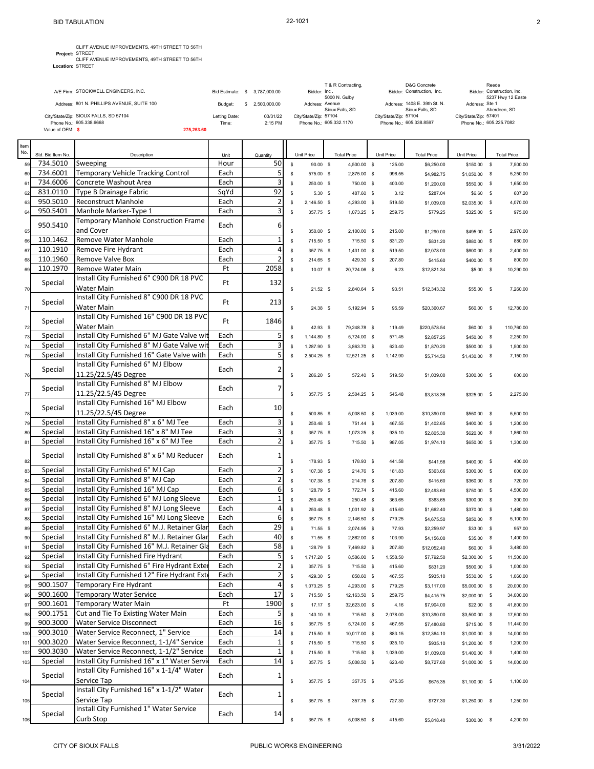BID TABULATION

22-1021

**Project:** CLIFF AVENUE IMPROVEMENTS, 49TH STREET TO 56TH STREET
**Location:** CLIFF AVENUE IMPROVEMENTS, 49TH STREET TO 56TH STREET

A/E Firm: STOCKWELL ENGINEERS, INC.
Address: 801 N. PHILLIPS AVENUE, SUITE 100
City/State/Zip: SIOUX FALLS, SD 57104
Phone No.: 605.338.6668
Value of OFM: $ 275,253.60

Bid Estimate: $ 3,787,000.00
Budget: $ 2,500,000.00
Letting Date: 03/31/22
Time: 2:15 PM

Bidder: T & R Contracting, Inc.
Address: 5000 N. Gulby Avenue
City/State/Zip: Sioux Falls, SD 57104
Phone No.: 605.332.1170

Bidder: D&G Concrete Construction, Inc.
Address: 1408 E. 39th St. N.
City/State/Zip: Sioux Falls, SD 57104
Phone No.: 605.338.8597

Bidder: Reede Construction, Inc.
Address: 5237 Hwy 12 Easte Ste 1
City/State/Zip: Aberdeen, SD 57401
Phone No.: 605.225.7082

| Item No. | Std. Bid Item No. | Description | Unit | Quantity | T & R Unit Price | T & R Total Price | D&G Unit Price | D&G Total Price | Reede Unit Price | Reede Total Price |
|---|---|---|---|---|---|---|---|---|---|---|
| 59 | 734.5010 | Sweeping | Hour | 50 | $ 90.00 | $ 4,500.00 | $ 125.00 | $6,250.00 | $150.00 | $ 7,500.00 |
| 60 | 734.6001 | Temporary Vehicle Tracking Control | Each | 5 | $ 575.00 | $ 2,875.00 | $ 996.55 | $4,982.75 | $1,050.00 | $ 5,250.00 |
| 61 | 734.6006 | Concrete Washout Area | Each | 3 | $ 250.00 | $ 750.00 | $ 400.00 | $1,200.00 | $550.00 | $ 1,650.00 |
| 62 | 831.0110 | Type B Drainage Fabric | SqYd | 92 | $ 5.30 | $ 487.60 | $ 3.12 | $287.04 | $6.60 | $ 607.20 |
| 63 | 950.5010 | Reconstruct Manhole | Each | 2 | $ 2,146.50 | $ 4,293.00 | $ 519.50 | $1,039.00 | $2,035.00 | $ 4,070.00 |
| 64 | 950.5401 | Manhole Marker-Type 1 | Each | 3 | $ 357.75 | $ 1,073.25 | $ 259.75 | $779.25 | $325.00 | $ 975.00 |
| 65 | 950.5410 | Temporary Manhole Construction Frame and Cover | Each | 6 | $ 350.00 | $ 2,100.00 | $ 215.00 | $1,290.00 | $495.00 | $ 2,970.00 |
| 66 | 110.1462 | Remove Water Manhole | Each | 1 | $ 715.50 | $ 715.50 | $ 831.20 | $831.20 | $880.00 | $ 880.00 |
| 67 | 110.1910 | Remove Fire Hydrant | Each | 4 | $ 357.75 | $ 1,431.00 | $ 519.50 | $2,078.00 | $600.00 | $ 2,400.00 |
| 68 | 110.1960 | Remove Valve Box | Each | 2 | $ 214.65 | $ 429.30 | $ 207.80 | $415.60 | $400.00 | $ 800.00 |
| 69 | 110.1970 | Remove Water Main | Ft | 2058 | $ 10.07 | $ 20,724.06 | $ 6.23 | $12,821.34 | $5.00 | $ 10,290.00 |
| 70 | Special | Install City Furnished 6" C900 DR 18 PVC Water Main | Ft | 132 | $ 21.52 | $ 2,840.64 | $ 93.51 | $12,343.32 | $55.00 | $ 7,260.00 |
| 71 | Special | Install City Furnished 8" C900 DR 18 PVC Water Main | Ft | 213 | $ 24.38 | $ 5,192.94 | $ 95.59 | $20,360.67 | $60.00 | $ 12,780.00 |
| 72 | Special | Install City Furnished 16" C900 DR 18 PVC Water Main | Ft | 1846 | $ 42.93 | $ 79,248.78 | $ 119.49 | $220,578.54 | $60.00 | $ 110,760.00 |
| 73 | Special | Install City Furnished 6" MJ Gate Valve wit | Each | 5 | $ 1,144.80 | $ 5,724.00 | $ 571.45 | $2,857.25 | $450.00 | $ 2,250.00 |
| 74 | Special | Install City Furnished 8" MJ Gate Valve wit | Each | 3 | $ 1,287.90 | $ 3,863.70 | $ 623.40 | $1,870.20 | $500.00 | $ 1,500.00 |
| 75 | Special | Install City Furnished 16" Gate Valve with | Each | 5 | $ 2,504.25 | $ 12,521.25 | $ 1,142.90 | $5,714.50 | $1,430.00 | $ 7,150.00 |
| 76 | Special | Install City Furnished 6" MJ Elbow 11.25/22.5/45 Degree | Each | 2 | $ 286.20 | $ 572.40 | $ 519.50 | $1,039.00 | $300.00 | $ 600.00 |
| 77 | Special | Install City Furnished 8" MJ Elbow 11.25/22.5/45 Degree | Each | 7 | $ 357.75 | $ 2,504.25 | $ 545.48 | $3,818.36 | $325.00 | $ 2,275.00 |
| 78 | Special | Install City Furnished 16" MJ Elbow 11.25/22.5/45 Degree | Each | 10 | $ 500.85 | $ 5,008.50 | $ 1,039.00 | $10,390.00 | $550.00 | $ 5,500.00 |
| 79 | Special | Install City Furnished 8" x 6" MJ Tee | Each | 3 | $ 250.48 | $ 751.44 | $ 467.55 | $1,402.65 | $400.00 | $ 1,200.00 |
| 80 | Special | Install City Furnished 16" x 8" MJ Tee | Each | 3 | $ 357.75 | $ 1,073.25 | $ 935.10 | $2,805.30 | $620.00 | $ 1,860.00 |
| 81 | Special | Install City Furnished 16" x 6" MJ Tee | Each | 2 | $ 357.75 | $ 715.50 | $ 987.05 | $1,974.10 | $650.00 | $ 1,300.00 |
| 82 | Special | Install City Furnished 8" x 6" MJ Reducer | Each | 1 | $ 178.93 | $ 178.93 | $ 441.58 | $441.58 | $400.00 | $ 400.00 |
| 83 | Special | Install City Furnished 6" MJ Cap | Each | 2 | $ 107.38 | $ 214.76 | $ 181.83 | $363.66 | $300.00 | $ 600.00 |
| 84 | Special | Install City Furnished 8" MJ Cap | Each | 2 | $ 107.38 | $ 214.76 | $ 207.80 | $415.60 | $360.00 | $ 720.00 |
| 85 | Special | Install City Furnished 16" MJ Cap | Each | 6 | $ 128.79 | $ 772.74 | $ 415.60 | $2,493.60 | $750.00 | $ 4,500.00 |
| 86 | Special | Install City Furnished 6" MJ Long Sleeve | Each | 1 | $ 250.48 | $ 250.48 | $ 363.65 | $363.65 | $300.00 | $ 300.00 |
| 87 | Special | Install City Furnished 8" MJ Long Sleeve | Each | 4 | $ 250.48 | $ 1,001.92 | $ 415.60 | $1,662.40 | $370.00 | $ 1,480.00 |
| 88 | Special | Install City Furnished 16" MJ Long Sleeve | Each | 6 | $ 357.75 | $ 2,146.50 | $ 779.25 | $4,675.50 | $850.00 | $ 5,100.00 |
| 89 | Special | Install City Furnished 6" M.J. Retainer Glar | Each | 29 | $ 71.55 | $ 2,074.95 | $ 77.93 | $2,259.97 | $33.00 | $ 957.00 |
| 90 | Special | Install City Furnished 8" M.J. Retainer Glar | Each | 40 | $ 71.55 | $ 2,862.00 | $ 103.90 | $4,156.00 | $35.00 | $ 1,400.00 |
| 91 | Special | Install City Furnished 16" M.J. Retainer Gla | Each | 58 | $ 128.79 | $ 7,469.82 | $ 207.80 | $12,052.40 | $60.00 | $ 3,480.00 |
| 92 | Special | Install City Furnished Fire Hydrant | Each | 5 | $ 1,717.20 | $ 8,586.00 | $ 1,558.50 | $7,792.50 | $2,300.00 | $ 11,500.00 |
| 93 | Special | Install City Furnished 6" Fire Hydrant Exter | Each | 2 | $ 357.75 | $ 715.50 | $ 415.60 | $831.20 | $500.00 | $ 1,000.00 |
| 94 | Special | Install City Furnished 12" Fire Hydrant Exte | Each | 2 | $ 429.30 | $ 858.60 | $ 467.55 | $935.10 | $530.00 | $ 1,060.00 |
| 95 | 900.1507 | Temporary Fire Hydrant | Each | 4 | $ 1,073.25 | $ 4,293.00 | $ 779.25 | $3,117.00 | $5,000.00 | $ 20,000.00 |
| 96 | 900.1600 | Temporary Water Service | Each | 17 | $ 715.50 | $ 12,163.50 | $ 259.75 | $4,415.75 | $2,000.00 | $ 34,000.00 |
| 97 | 900.1601 | Temporary Water Main | Ft | 1900 | $ 17.17 | $ 32,623.00 | $ 4.16 | $7,904.00 | $22.00 | $ 41,800.00 |
| 98 | 900.1751 | Cut and Tie To Existing Water Main | Each | 5 | $ 143.10 | $ 715.50 | $ 2,078.00 | $10,390.00 | $3,500.00 | $ 17,500.00 |
| 99 | 900.3000 | Water Service Disconnect | Each | 16 | $ 357.75 | $ 5,724.00 | $ 467.55 | $7,480.80 | $715.00 | $ 11,440.00 |
| 100 | 900.3010 | Water Service Reconnect, 1" Service | Each | 14 | $ 715.50 | $ 10,017.00 | $ 883.15 | $12,364.10 | $1,000.00 | $ 14,000.00 |
| 101 | 900.3020 | Water Service Reconnect, 1-1/4" Service | Each | 1 | $ 715.50 | $ 715.50 | $ 935.10 | $935.10 | $1,200.00 | $ 1,200.00 |
| 102 | 900.3030 | Water Service Reconnect, 1-1/2" Service | Each | 1 | $ 715.50 | $ 715.50 | $ 1,039.00 | $1,039.00 | $1,400.00 | $ 1,400.00 |
| 103 | Special | Install City Furnished 16" x 1" Water Servi | Each | 14 | $ 357.75 | $ 5,008.50 | $ 623.40 | $8,727.60 | $1,000.00 | $ 14,000.00 |
| 104 | Special | Install City Furnished 16" x 1-1/4" Water Service Tap | Each | 1 | $ 357.75 | $ 357.75 | $ 675.35 | $675.35 | $1,100.00 | $ 1,100.00 |
| 105 | Special | Install City Furnished 16" x 1-1/2" Water Service Tap | Each | 1 | $ 357.75 | $ 357.75 | $ 727.30 | $727.30 | $1,250.00 | $ 1,250.00 |
| 106 | Special | Install City Furnished 1" Water Service Curb Stop | Each | 14 | $ 357.75 | $ 5,008.50 | $ 415.60 | $5,818.40 | $300.00 | $ 4,200.00 |

CITY OF SIOUX FALLS | PUBLIC WORKS ENGINEERING | 3/31/2022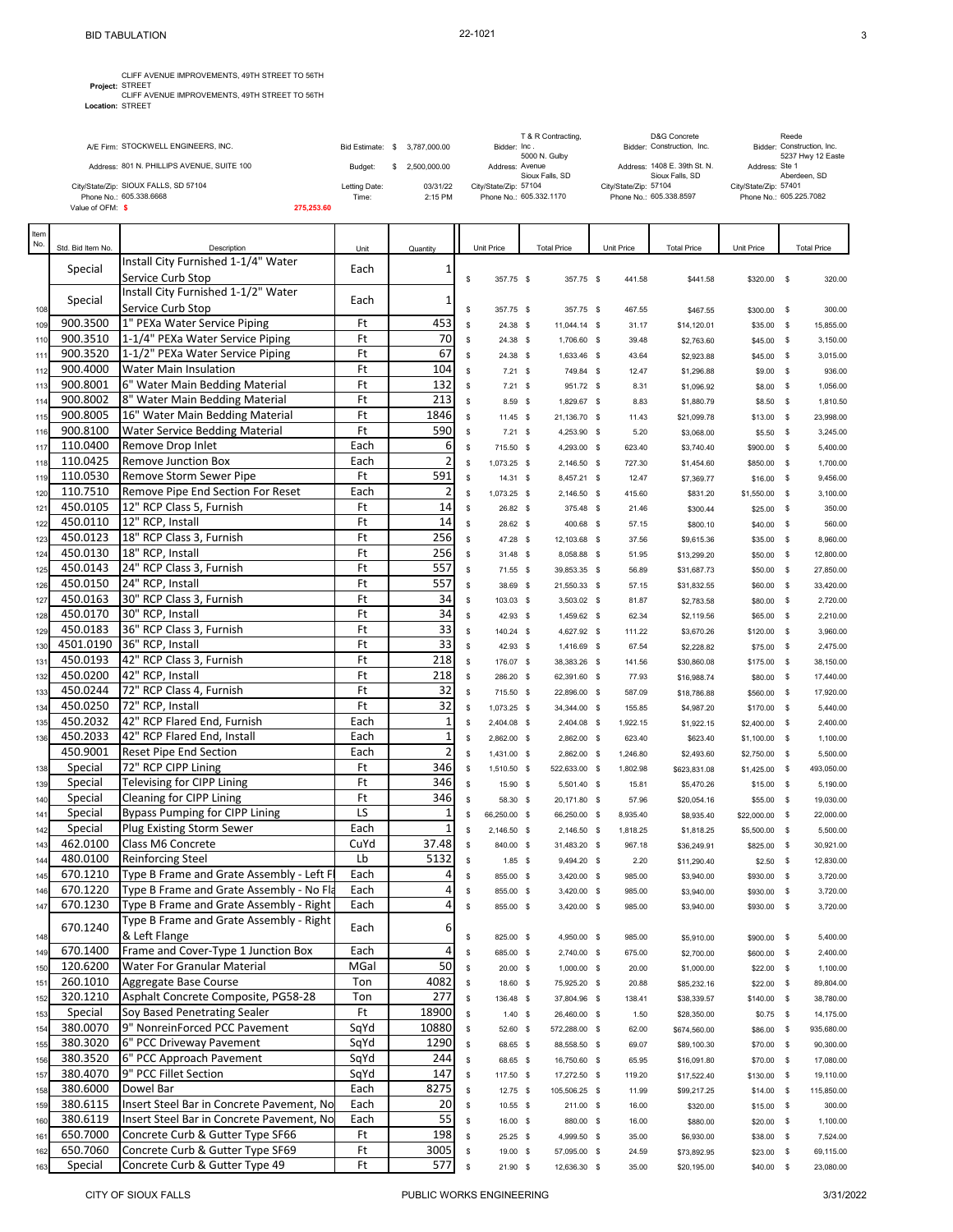BID TABULATION

22-1021

Project: CLIFF AVENUE IMPROVEMENTS, 49TH STREET TO 56TH STREET
Location: CLIFF AVENUE IMPROVEMENTS, 49TH STREET TO 56TH STREET

A/E Firm: STOCKWELL ENGINEERS, INC.
Address: 801 N. PHILLIPS AVENUE, SUITE 100
City/State/Zip: SIOUX FALLS, SD 57104
Phone No.: 605.338.6668
Value of OFM: $ 275,253.60

Bid Estimate: $ 3,787,000.00
Budget: $ 2,500,000.00
Letting Date: 03/31/22
Time: 2:15 PM

| | Bidder 1 | Bidder 2 | Bidder 3 |
|---|---|---|---|
| Bidder: | T & R Contracting, Inc. | D&G Concrete Construction, Inc. | Reede Construction, Inc. |
| Address: | 5000 N. Gulby Avenue | 1408 E. 39th St. N. | 5237 Hwy 12 Easte Ste 1 |
| City/State/Zip: | Sioux Falls, SD 57104 | Sioux Falls, SD 57104 | Aberdeen, SD 57401 |
| Phone No.: | 605.332.1170 | 605.338.8597 | 605.225.7082 |

| Item No. | Std. Bid Item No. | Description | Unit | Quantity | T & R Unit Price | T & R Total Price | D&G Unit Price | D&G Total Price | Reede Unit Price | Reede Total Price |
|---|---|---|---|---|---|---|---|---|---|---|
| | Special | Install City Furnished 1-1/4" Water Service Curb Stop | Each | 1 | $ 357.75 | $ 357.75 | $ 441.58 | $441.58 | $320.00 | $ 320.00 |
| 108 | Special | Install City Furnished 1-1/2" Water Service Curb Stop | Each | 1 | $ 357.75 | $ 357.75 | $ 467.55 | $467.55 | $300.00 | $ 300.00 |
| 109 | 900.3500 | 1" PEXa Water Service Piping | Ft | 453 | $ 24.38 | $ 11,044.14 | $ 31.17 | $14,120.01 | $35.00 | $ 15,855.00 |
| 110 | 900.3510 | 1-1/4" PEXa Water Service Piping | Ft | 70 | $ 24.38 | $ 1,706.60 | $ 39.48 | $2,763.60 | $45.00 | $ 3,150.00 |
| 111 | 900.3520 | 1-1/2" PEXa Water Service Piping | Ft | 67 | $ 24.38 | $ 1,633.46 | $ 43.64 | $2,923.88 | $45.00 | $ 3,015.00 |
| 112 | 900.4000 | Water Main Insulation | Ft | 104 | $ 7.21 | $ 749.84 | $ 12.47 | $1,296.88 | $9.00 | $ 936.00 |
| 113 | 900.8001 | 6" Water Main Bedding Material | Ft | 132 | $ 7.21 | $ 951.72 | $ 8.31 | $1,096.92 | $8.00 | $ 1,056.00 |
| 114 | 900.8002 | 8" Water Main Bedding Material | Ft | 213 | $ 8.59 | $ 1,829.67 | $ 8.83 | $1,880.79 | $8.50 | $ 1,810.50 |
| 115 | 900.8005 | 16" Water Main Bedding Material | Ft | 1846 | $ 11.45 | $ 21,136.70 | $ 11.43 | $21,099.78 | $13.00 | $ 23,998.00 |
| 116 | 900.8100 | Water Service Bedding Material | Ft | 590 | $ 7.21 | $ 4,253.90 | $ 5.20 | $3,068.00 | $5.50 | $ 3,245.00 |
| 117 | 110.0400 | Remove Drop Inlet | Each | 6 | $ 715.50 | $ 4,293.00 | $ 623.40 | $3,740.40 | $900.00 | $ 5,400.00 |
| 118 | 110.0425 | Remove Junction Box | Each | 2 | $ 1,073.25 | $ 2,146.50 | $ 727.30 | $1,454.60 | $850.00 | $ 1,700.00 |
| 119 | 110.0530 | Remove Storm Sewer Pipe | Ft | 591 | $ 14.31 | $ 8,457.21 | $ 12.47 | $7,369.77 | $16.00 | $ 9,456.00 |
| 120 | 110.7510 | Remove Pipe End Section For Reset | Each | 2 | $ 1,073.25 | $ 2,146.50 | $ 415.60 | $831.20 | $1,550.00 | $ 3,100.00 |
| 121 | 450.0105 | 12" RCP Class 5, Furnish | Ft | 14 | $ 26.82 | $ 375.48 | $ 21.46 | $300.44 | $25.00 | $ 350.00 |
| 122 | 450.0110 | 12" RCP, Install | Ft | 14 | $ 28.62 | $ 400.68 | $ 57.15 | $800.10 | $40.00 | $ 560.00 |
| 123 | 450.0123 | 18" RCP Class 3, Furnish | Ft | 256 | $ 47.28 | $ 12,103.68 | $ 37.56 | $9,615.36 | $35.00 | $ 8,960.00 |
| 124 | 450.0130 | 18" RCP, Install | Ft | 256 | $ 31.48 | $ 8,058.88 | $ 51.95 | $13,299.20 | $50.00 | $ 12,800.00 |
| 125 | 450.0143 | 24" RCP Class 3, Furnish | Ft | 557 | $ 71.55 | $ 39,853.35 | $ 56.89 | $31,687.73 | $50.00 | $ 27,850.00 |
| 126 | 450.0150 | 24" RCP, Install | Ft | 557 | $ 38.69 | $ 21,550.33 | $ 57.15 | $31,832.55 | $60.00 | $ 33,420.00 |
| 127 | 450.0163 | 30" RCP Class 3, Furnish | Ft | 34 | $ 103.03 | $ 3,503.02 | $ 81.87 | $2,783.58 | $80.00 | $ 2,720.00 |
| 128 | 450.0170 | 30" RCP, Install | Ft | 34 | $ 42.93 | $ 1,459.62 | $ 62.34 | $2,119.56 | $65.00 | $ 2,210.00 |
| 129 | 450.0183 | 36" RCP Class 3, Furnish | Ft | 33 | $ 140.24 | $ 4,627.92 | $ 111.22 | $3,670.26 | $120.00 | $ 3,960.00 |
| 130 | 4501.0190 | 36" RCP, Install | Ft | 33 | $ 42.93 | $ 1,416.69 | $ 67.54 | $2,228.82 | $75.00 | $ 2,475.00 |
| 131 | 450.0193 | 42" RCP Class 3, Furnish | Ft | 218 | $ 176.07 | $ 38,383.26 | $ 141.56 | $30,860.08 | $175.00 | $ 38,150.00 |
| 132 | 450.0200 | 42" RCP, Install | Ft | 218 | $ 286.20 | $ 62,391.60 | $ 77.93 | $16,988.74 | $80.00 | $ 17,440.00 |
| 133 | 450.0244 | 72" RCP Class 4, Furnish | Ft | 32 | $ 715.50 | $ 22,896.00 | $ 587.09 | $18,786.88 | $560.00 | $ 17,920.00 |
| 134 | 450.0250 | 72" RCP, Install | Ft | 32 | $ 1,073.25 | $ 34,344.00 | $ 155.85 | $4,987.20 | $170.00 | $ 5,440.00 |
| 135 | 450.2032 | 42" RCP Flared End, Furnish | Each | 1 | $ 2,404.08 | $ 2,404.08 | $ 1,922.15 | $1,922.15 | $2,400.00 | $ 2,400.00 |
| 136 | 450.2033 | 42" RCP Flared End, Install | Each | 1 | $ 2,862.00 | $ 2,862.00 | $ 623.40 | $623.40 | $1,100.00 | $ 1,100.00 |
| | 450.9001 | Reset Pipe End Section | Each | 2 | $ 1,431.00 | $ 2,862.00 | $ 1,246.80 | $2,493.60 | $2,750.00 | $ 5,500.00 |
| 138 | Special | 72" RCP CIPP Lining | Ft | 346 | $ 1,510.50 | $ 522,633.00 | $ 1,802.98 | $623,831.08 | $1,425.00 | $ 493,050.00 |
| 139 | Special | Televising for CIPP Lining | Ft | 346 | $ 15.90 | $ 5,501.40 | $ 15.81 | $5,470.26 | $15.00 | $ 5,190.00 |
| 140 | Special | Cleaning for CIPP Lining | Ft | 346 | $ 58.30 | $ 20,171.80 | $ 57.96 | $20,054.16 | $55.00 | $ 19,030.00 |
| 141 | Special | Bypass Pumping for CIPP Lining | LS | 1 | $ 66,250.00 | $ 66,250.00 | $ 8,935.40 | $8,935.40 | $22,000.00 | $ 22,000.00 |
| 142 | Special | Plug Existing Storm Sewer | Each | 1 | $ 2,146.50 | $ 2,146.50 | $ 1,818.25 | $1,818.25 | $5,500.00 | $ 5,500.00 |
| 143 | 462.0100 | Class M6 Concrete | CuYd | 37.48 | $ 840.00 | $ 31,483.20 | $ 967.18 | $36,249.91 | $825.00 | $ 30,921.00 |
| 144 | 480.0100 | Reinforcing Steel | Lb | 5132 | $ 1.85 | $ 9,494.20 | $ 2.20 | $11,290.40 | $2.50 | $ 12,830.00 |
| 145 | 670.1210 | Type B Frame and Grate Assembly - Left Fl | Each | 4 | $ 855.00 | $ 3,420.00 | $ 985.00 | $3,940.00 | $930.00 | $ 3,720.00 |
| 146 | 670.1220 | Type B Frame and Grate Assembly - No Fla | Each | 4 | $ 855.00 | $ 3,420.00 | $ 985.00 | $3,940.00 | $930.00 | $ 3,720.00 |
| 147 | 670.1230 | Type B Frame and Grate Assembly - Right | Each | 4 | $ 855.00 | $ 3,420.00 | $ 985.00 | $3,940.00 | $930.00 | $ 3,720.00 |
| 148 | 670.1240 | Type B Frame and Grate Assembly - Right & Left Flange | Each | 6 | $ 825.00 | $ 4,950.00 | $ 985.00 | $5,910.00 | $900.00 | $ 5,400.00 |
| 149 | 670.1400 | Frame and Cover-Type 1 Junction Box | Each | 4 | $ 685.00 | $ 2,740.00 | $ 675.00 | $2,700.00 | $600.00 | $ 2,400.00 |
| 150 | 120.6200 | Water For Granular Material | MGal | 50 | $ 20.00 | $ 1,000.00 | $ 20.00 | $1,000.00 | $22.00 | $ 1,100.00 |
| 151 | 260.1010 | Aggregate Base Course | Ton | 4082 | $ 18.60 | $ 75,925.20 | $ 20.88 | $85,232.16 | $22.00 | $ 89,804.00 |
| 152 | 320.1210 | Asphalt Concrete Composite, PG58-28 | Ton | 277 | $ 136.48 | $ 37,804.96 | $ 138.41 | $38,339.57 | $140.00 | $ 38,780.00 |
| 153 | Special | Soy Based Penetrating Sealer | Ft | 18900 | $ 1.40 | $ 26,460.00 | $ 1.50 | $28,350.00 | $0.75 | $ 14,175.00 |
| 154 | 380.0070 | 9" NonreinForced PCC Pavement | SqYd | 10880 | $ 52.60 | $ 572,288.00 | $ 62.00 | $674,560.00 | $86.00 | $ 935,680.00 |
| 155 | 380.3020 | 6" PCC Driveway Pavement | SqYd | 1290 | $ 68.65 | $ 88,558.50 | $ 69.07 | $89,100.30 | $70.00 | $ 90,300.00 |
| 156 | 380.3520 | 6" PCC Approach Pavement | SqYd | 244 | $ 68.65 | $ 16,750.60 | $ 65.95 | $16,091.80 | $70.00 | $ 17,080.00 |
| 157 | 380.4070 | 9" PCC Fillet Section | SqYd | 147 | $ 117.50 | $ 17,272.50 | $ 119.20 | $17,522.40 | $130.00 | $ 19,110.00 |
| 158 | 380.6000 | Dowel Bar | Each | 8275 | $ 12.75 | $ 105,506.25 | $ 11.99 | $99,217.25 | $14.00 | $ 115,850.00 |
| 159 | 380.6115 | Insert Steel Bar in Concrete Pavement, No | Each | 20 | $ 10.55 | $ 211.00 | $ 16.00 | $320.00 | $15.00 | $ 300.00 |
| 160 | 380.6119 | Insert Steel Bar in Concrete Pavement, No | Each | 55 | $ 16.00 | $ 880.00 | $ 16.00 | $880.00 | $20.00 | $ 1,100.00 |
| 161 | 650.7000 | Concrete Curb & Gutter Type SF66 | Ft | 198 | $ 25.25 | $ 4,999.50 | $ 35.00 | $6,930.00 | $38.00 | $ 7,524.00 |
| 162 | 650.7060 | Concrete Curb & Gutter Type SF69 | Ft | 3005 | $ 19.00 | $ 57,095.00 | $ 24.59 | $73,892.95 | $23.00 | $ 69,115.00 |
| 163 | Special | Concrete Curb & Gutter Type 49 | Ft | 577 | $ 21.90 | $ 12,636.30 | $ 35.00 | $20,195.00 | $40.00 | $ 23,080.00 |

CITY OF SIOUX FALLS — PUBLIC WORKS ENGINEERING — 3/31/2022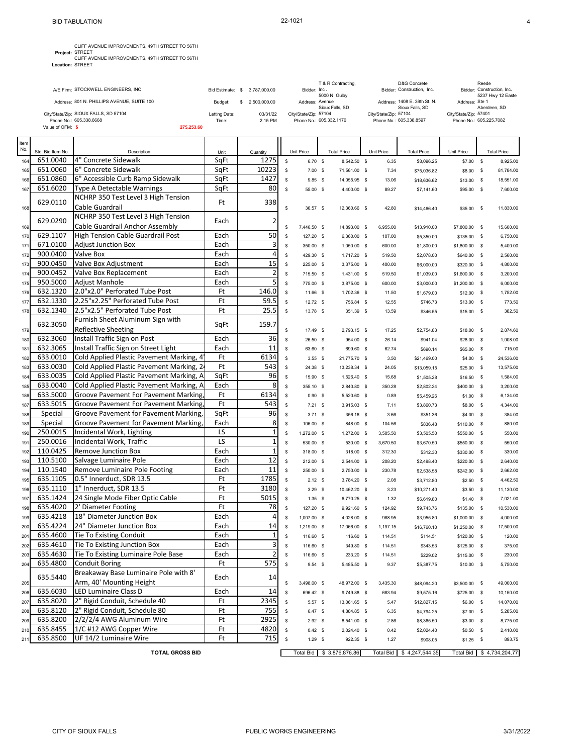# BID TABULATION

22-1021

**Project:** CLIFF AVENUE IMPROVEMENTS, 49TH STREET TO 56TH STREET
**Location:** CLIFF AVENUE IMPROVEMENTS, 49TH STREET TO 56TH STREET

A/E Firm: STOCKWELL ENGINEERS, INC.
Address: 801 N. PHILLIPS AVENUE, SUITE 100
City/State/Zip: SIOUX FALLS, SD 57104
Phone No.: 605.338.6668
Value of OFM: $ 275,253.60

Bid Estimate: $ 3,787,000.00
Budget: $ 2,500,000.00
Letting Date: 03/31/22
Time: 2:15 PM

| | T & R Contracting, Inc. | D&G Concrete Construction, Inc. | Reede Construction, Inc. |
|---|---|---|---|
| Address | 5000 N. Gulby Avenue | 1408 E. 39th St. N. | 5237 Hwy 12 Easte Ste 1 |
| City/State/Zip | Sioux Falls, SD 57104 | Sioux Falls, SD 57104 | Aberdeen, SD 57401 |
| Phone No. | 605.332.1170 | 605.338.8597 | 605.225.7082 |

| Item No. | Std. Bid Item No. | Description | Unit | Quantity | T & R Unit Price | T & R Total Price | D&G Unit Price | D&G Total Price | Reede Unit Price | Reede Total Price |
|---|---|---|---|---|---|---|---|---|---|---|
| 164 | 651.0040 | 4" Concrete Sidewalk | SqFt | 1275 | $ 6.70 | $ 8,542.50 | $ 6.35 | $8,096.25 | $7.00 | $ 8,925.00 |
| 165 | 651.0060 | 6" Concrete Sidewalk | SqFt | 10223 | $ 7.00 | $ 71,561.00 | $ 7.34 | $75,036.82 | $8.00 | $ 81,784.00 |
| 166 | 651.0860 | 6" Accessible Curb Ramp Sidewalk | SqFt | 1427 | $ 9.85 | $ 14,055.95 | $ 13.06 | $18,636.62 | $13.00 | $ 18,551.00 |
| 167 | 651.6020 | Type A Detectable Warnings | SqFt | 80 | $ 55.00 | $ 4,400.00 | $ 89.27 | $7,141.60 | $95.00 | $ 7,600.00 |
| 168 | 629.0110 | NCHRP 350 Test Level 3 High Tension Cable Guardrail | Ft | 338 | $ 36.57 | $ 12,360.66 | $ 42.80 | $14,466.40 | $35.00 | $ 11,830.00 |
| 169 | 629.0290 | NCHRP 350 Test Level 3 High Tension Cable Guardrail Anchor Assembly | Each | 2 | $ 7,446.50 | $ 14,893.00 | $ 6,955.00 | $13,910.00 | $7,800.00 | $ 15,600.00 |
| 170 | 629.1107 | High Tension Cable Guardrail Post | Each | 50 | $ 127.20 | $ 6,360.00 | $ 107.00 | $5,350.00 | $135.00 | $ 6,750.00 |
| 171 | 671.0100 | Adjust Junction Box | Each | 3 | $ 350.00 | $ 1,050.00 | $ 600.00 | $1,800.00 | $1,800.00 | $ 5,400.00 |
| 172 | 900.0400 | Valve Box | Each | 4 | $ 429.30 | $ 1,717.20 | $ 519.50 | $2,078.00 | $640.00 | $ 2,560.00 |
| 173 | 900.0450 | Valve Box Adjustment | Each | 15 | $ 225.00 | $ 3,375.00 | $ 400.00 | $6,000.00 | $320.00 | $ 4,800.00 |
| 174 | 900.0452 | Valve Box Replacement | Each | 2 | $ 715.50 | $ 1,431.00 | $ 519.50 | $1,039.00 | $1,600.00 | $ 3,200.00 |
| 175 | 950.5000 | Adjust Manhole | Each | 5 | $ 775.00 | $ 3,875.00 | $ 600.00 | $3,000.00 | $1,200.00 | $ 6,000.00 |
| 176 | 632.1320 | 2.0"x2.0" Perforated Tube Post | Ft | 146.0 | $ 11.66 | $ 1,702.36 | $ 11.50 | $1,679.00 | $12.00 | $ 1,752.00 |
| 177 | 632.1330 | 2.25"x2.25" Perforated Tube Post | Ft | 59.5 | $ 12.72 | $ 756.84 | $ 12.55 | $746.73 | $13.00 | $ 773.50 |
| 178 | 632.1340 | 2.5"x2.5" Perforated Tube Post | Ft | 25.5 | $ 13.78 | $ 351.39 | $ 13.59 | $346.55 | $15.00 | $ 382.50 |
| 179 | 632.3050 | Furnish Sheet Aluminum Sign with Reflective Sheeting | SqFt | 159.7 | $ 17.49 | $ 2,793.15 | $ 17.25 | $2,754.83 | $18.00 | $ 2,874.60 |
| 180 | 632.3060 | Install Traffic Sign on Post | Each | 36 | $ 26.50 | $ 954.00 | $ 26.14 | $941.04 | $28.00 | $ 1,008.00 |
| 181 | 632.3065 | Install Traffic Sign on Street Light | Each | 11 | $ 63.60 | $ 699.60 | $ 62.74 | $690.14 | $65.00 | $ 715.00 |
| 182 | 633.0010 | Cold Applied Plastic Pavement Marking, 4' | Ft | 6134 | $ 3.55 | $ 21,775.70 | $ 3.50 | $21,469.00 | $4.00 | $ 24,536.00 |
| 183 | 633.0030 | Cold Applied Plastic Pavement Marking, 2 | Ft | 543 | $ 24.38 | $ 13,238.34 | $ 24.05 | $13,059.15 | $25.00 | $ 13,575.00 |
| 184 | 633.0035 | Cold Applied Plastic Pavement Marking, A | SqFt | 96 | $ 15.90 | $ 1,526.40 | $ 15.68 | $1,505.28 | $16.50 | $ 1,584.00 |
| 185 | 633.0040 | Cold Applied Plastic Pavement Marking, A | Each | 8 | $ 355.10 | $ 2,840.80 | $ 350.28 | $2,802.24 | $400.00 | $ 3,200.00 |
| 186 | 633.5000 | Groove Pavement For Pavement Marking, | Ft | 6134 | $ 0.90 | $ 5,520.60 | $ 0.89 | $5,459.26 | $1.00 | $ 6,134.00 |
| 187 | 633.5015 | Groove Pavement For Pavement Marking, | Ft | 543 | $ 7.21 | $ 3,915.03 | $ 7.11 | $3,860.73 | $8.00 | $ 4,344.00 |
| 188 | Special | Groove Pavement for Pavement Marking, | SqFt | 96 | $ 3.71 | $ 356.16 | $ 3.66 | $351.36 | $4.00 | $ 384.00 |
| 189 | Special | Groove Pavement for Pavement Marking, | Each | 8 | $ 106.00 | $ 848.00 | $ 104.56 | $836.48 | $110.00 | $ 880.00 |
| 190 | 250.0015 | Incidental Work, Lighting | LS | 1 | $ 1,272.00 | $ 1,272.00 | $ 3,505.50 | $3,505.50 | $550.00 | $ 550.00 |
| 191 | 250.0016 | Incidental Work, Traffic | LS | 1 | $ 530.00 | $ 530.00 | $ 3,670.50 | $3,670.50 | $550.00 | $ 550.00 |
| 192 | 110.0425 | Remove Junction Box | Each | 1 | $ 318.00 | $ 318.00 | $ 312.30 | $312.30 | $330.00 | $ 330.00 |
| 193 | 110.5100 | Salvage Luminaire Pole | Each | 12 | $ 212.00 | $ 2,544.00 | $ 208.20 | $2,498.40 | $220.00 | $ 2,640.00 |
| 194 | 110.1540 | Remove Luminaire Pole Footing | Each | 11 | $ 250.00 | $ 2,750.00 | $ 230.78 | $2,538.58 | $242.00 | $ 2,662.00 |
| 195 | 635.1105 | 0.5" Innerduct, SDR 13.5 | Ft | 1785 | $ 2.12 | $ 3,784.20 | $ 2.08 | $3,712.80 | $2.50 | $ 4,462.50 |
| 196 | 635.1110 | 1" Innerduct, SDR 13.5 | Ft | 3180 | $ 3.29 | $ 10,462.20 | $ 3.23 | $10,271.40 | $3.50 | $ 11,130.00 |
| 197 | 635.1424 | 24 Single Mode Fiber Optic Cable | Ft | 5015 | $ 1.35 | $ 6,770.25 | $ 1.32 | $6,619.80 | $1.40 | $ 7,021.00 |
| 198 | 635.4020 | 2' Diameter Footing | Ft | 78 | $ 127.20 | $ 9,921.60 | $ 124.92 | $9,743.76 | $135.00 | $ 10,530.00 |
| 199 | 635.4218 | 18" Diameter Junction Box | Each | 4 | $ 1,007.00 | $ 4,028.00 | $ 988.95 | $3,955.80 | $1,000.00 | $ 4,000.00 |
| 200 | 635.4224 | 24" Diameter Junction Box | Each | 14 | $ 1,219.00 | $ 17,066.00 | $ 1,197.15 | $16,760.10 | $1,250.00 | $ 17,500.00 |
| 201 | 635.4600 | Tie To Existing Conduit | Each | 1 | $ 116.60 | $ 116.60 | $ 114.51 | $114.51 | $120.00 | $ 120.00 |
| 202 | 635.4610 | Tie To Existing Junction Box | Each | 3 | $ 116.60 | $ 349.80 | $ 114.51 | $343.53 | $125.00 | $ 375.00 |
| 203 | 635.4630 | Tie To Existing Luminaire Pole Base | Each | 2 | $ 116.60 | $ 233.20 | $ 114.51 | $229.02 | $115.00 | $ 230.00 |
| 204 | 635.4800 | Conduit Boring | Ft | 575 | $ 9.54 | $ 5,485.50 | $ 9.37 | $5,387.75 | $10.00 | $ 5,750.00 |
| 205 | 635.5440 | Breakaway Base Luminaire Pole with 8' Arm, 40' Mounting Height | Each | 14 | $ 3,498.00 | $ 48,972.00 | $ 3,435.30 | $48,094.20 | $3,500.00 | $ 49,000.00 |
| 206 | 635.6030 | LED Luminaire Class D | Each | 14 | $ 696.42 | $ 9,749.88 | $ 683.94 | $9,575.16 | $725.00 | $ 10,150.00 |
| 207 | 635.8020 | 2" Rigid Conduit, Schedule 40 | Ft | 2345 | $ 5.57 | $ 13,061.65 | $ 5.47 | $12,827.15 | $6.00 | $ 14,070.00 |
| 208 | 635.8120 | 2" Rigid Conduit, Schedule 80 | Ft | 755 | $ 6.47 | $ 4,884.85 | $ 6.35 | $4,794.25 | $7.00 | $ 5,285.00 |
| 209 | 635.8200 | 2/2/2/4 AWG Aluminum Wire | Ft | 2925 | $ 2.92 | $ 8,541.00 | $ 2.86 | $8,365.50 | $3.00 | $ 8,775.00 |
| 210 | 635.8455 | 1/C #12 AWG Copper Wire | Ft | 4820 | $ 0.42 | $ 2,024.40 | $ 0.42 | $2,024.40 | $0.50 | $ 2,410.00 |
| 211 | 635.8500 | UF 14/2 Luminaire Wire | Ft | 715 | $ 1.29 | $ 922.35 | $ 1.27 | $908.05 | $1.25 | $ 893.75 |
| | | **TOTAL GROSS BID** | | | Total Bid | $ 3,876,876.86 | Total Bid | $ 4,247,544.35 | Total Bid | $ 4,734,204.77 |